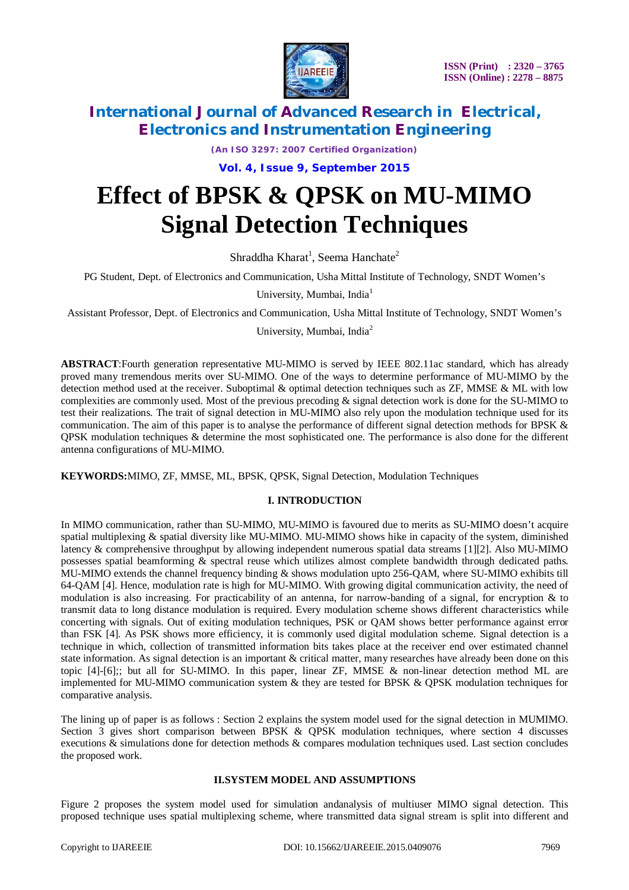# Effect of BPSK & QPSK on MU-MIMO Signal Detection Techniques

Shraddha Kharat[1], Seema Hanchate[2]

PG Student, Dept. of Electronics and Communication, Usha Mittal Institute of Technology, SNDT Women's University, Mumbai, India[1]

Assistant Professor, Dept. of Electronics and Communication, Usha Mittal Institute of Technology, SNDT Women's University, Mumbai, India[2]

**ABSTRACT**:Fourth generation representative MU-MIMO is served by IEEE 802.11ac standard, which has already proved many tremendous merits over SU-MIMO. One of the ways to determine performance of MU-MIMO by the detection method used at the receiver. Suboptimal & optimal detection techniques such as ZF, MMSE & ML with low complexities are commonly used. Most of the previous precoding & signal detection work is done for the SU-MIMO to test their realizations. The trait of signal detection in MU-MIMO also rely upon the modulation technique used for its communication. The aim of this paper is to analyse the performance of different signal detection methods for BPSK & QPSK modulation techniques & determine the most sophisticated one. The performance is also done for the different antenna configurations of MU-MIMO.

**KEYWORDS:**MIMO, ZF, MMSE, ML, BPSK, QPSK, Signal Detection, Modulation Techniques

## I. INTRODUCTION

In MIMO communication, rather than SU-MIMO, MU-MIMO is favoured due to merits as SU-MIMO doesn't acquire spatial multiplexing & spatial diversity like MU-MIMO. MU-MIMO shows hike in capacity of the system, diminished latency & comprehensive throughput by allowing independent numerous spatial data streams [1][2]. Also MU-MIMO possesses spatial beamforming & spectral reuse which utilizes almost complete bandwidth through dedicated paths. MU-MIMO extends the channel frequency binding & shows modulation upto 256-QAM, where SU-MIMO exhibits till 64-QAM [4]. Hence, modulation rate is high for MU-MIMO. With growing digital communication activity, the need of modulation is also increasing. For practicability of an antenna, for narrow-banding of a signal, for encryption & to transmit data to long distance modulation is required. Every modulation scheme shows different characteristics while concerting with signals. Out of exiting modulation techniques, PSK or QAM shows better performance against error than FSK [4]. As PSK shows more efficiency, it is commonly used digital modulation scheme. Signal detection is a technique in which, collection of transmitted information bits takes place at the receiver end over estimated channel state information. As signal detection is an important & critical matter, many researches have already been done on this topic [4]-[6];; but all for SU-MIMO. In this paper, linear ZF, MMSE & non-linear detection method ML are implemented for MU-MIMO communication system & they are tested for BPSK & QPSK modulation techniques for comparative analysis.

The lining up of paper is as follows : Section 2 explains the system model used for the signal detection in MUMIMO. Section 3 gives short comparison between BPSK & QPSK modulation techniques, where section 4 discusses executions & simulations done for detection methods & compares modulation techniques used. Last section concludes the proposed work.

## II.SYSTEM MODEL AND ASSUMPTIONS

Figure 2 proposes the system model used for simulation andanalysis of multiuser MIMO signal detection. This proposed technique uses spatial multiplexing scheme, where transmitted data signal stream is split into different and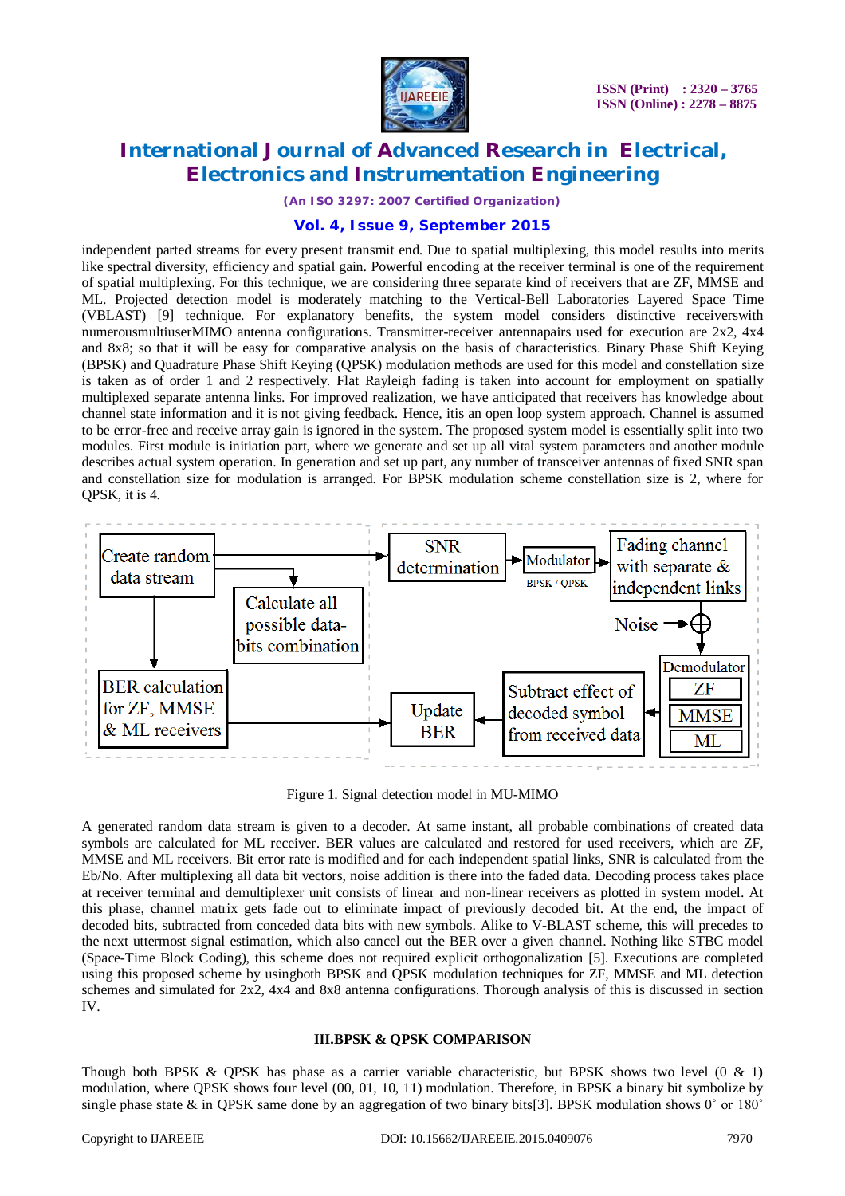independent parted streams for every present transmit end. Due to spatial multiplexing, this model results into merits like spectral diversity, efficiency and spatial gain. Powerful encoding at the receiver terminal is one of the requirement of spatial multiplexing. For this technique, we are considering three separate kind of receivers that are ZF, MMSE and ML. Projected detection model is moderately matching to the Vertical-Bell Laboratories Layered Space Time (VBLAST) [9] technique. For explanatory benefits, the system model considers distinctive receiverswith numerousmultiuserMIMO antenna configurations. Transmitter-receiver antennapairs used for execution are 2x2, 4x4 and 8x8; so that it will be easy for comparative analysis on the basis of characteristics. Binary Phase Shift Keying (BPSK) and Quadrature Phase Shift Keying (QPSK) modulation methods are used for this model and constellation size is taken as of order 1 and 2 respectively. Flat Rayleigh fading is taken into account for employment on spatially multiplexed separate antenna links. For improved realization, we have anticipated that receivers has knowledge about channel state information and it is not giving feedback. Hence, itis an open loop system approach. Channel is assumed to be error-free and receive array gain is ignored in the system. The proposed system model is essentially split into two modules. First module is initiation part, where we generate and set up all vital system parameters and another module describes actual system operation. In generation and set up part, any number of transceiver antennas of fixed SNR span and constellation size for modulation is arranged. For BPSK modulation scheme constellation size is 2, where for QPSK, it is 4.

Figure 1. Signal detection model in MU-MIMO

A generated random data stream is given to a decoder. At same instant, all probable combinations of created data symbols are calculated for ML receiver. BER values are calculated and restored for used receivers, which are ZF, MMSE and ML receivers. Bit error rate is modified and for each independent spatial links, SNR is calculated from the Eb/No. After multiplexing all data bit vectors, noise addition is there into the faded data. Decoding process takes place at receiver terminal and demultiplexer unit consists of linear and non-linear receivers as plotted in system model. At this phase, channel matrix gets fade out to eliminate impact of previously decoded bit. At the end, the impact of decoded bits, subtracted from conceded data bits with new symbols. Alike to V-BLAST scheme, this will precedes to the next uttermost signal estimation, which also cancel out the BER over a given channel. Nothing like STBC model (Space-Time Block Coding), this scheme does not required explicit orthogonalization [5]. Executions are completed using this proposed scheme by usingboth BPSK and QPSK modulation techniques for ZF, MMSE and ML detection schemes and simulated for 2x2, 4x4 and 8x8 antenna configurations. Thorough analysis of this is discussed in section IV.

## III.BPSK & QPSK COMPARISON

Though both BPSK & QPSK has phase as a carrier variable characteristic, but BPSK shows two level (0 & 1) modulation, where QPSK shows four level (00, 01, 10, 11) modulation. Therefore, in BPSK a binary bit symbolize by single phase state & in QPSK same done by an aggregation of two binary bits[3]. BPSK modulation shows 0˚ or 180˚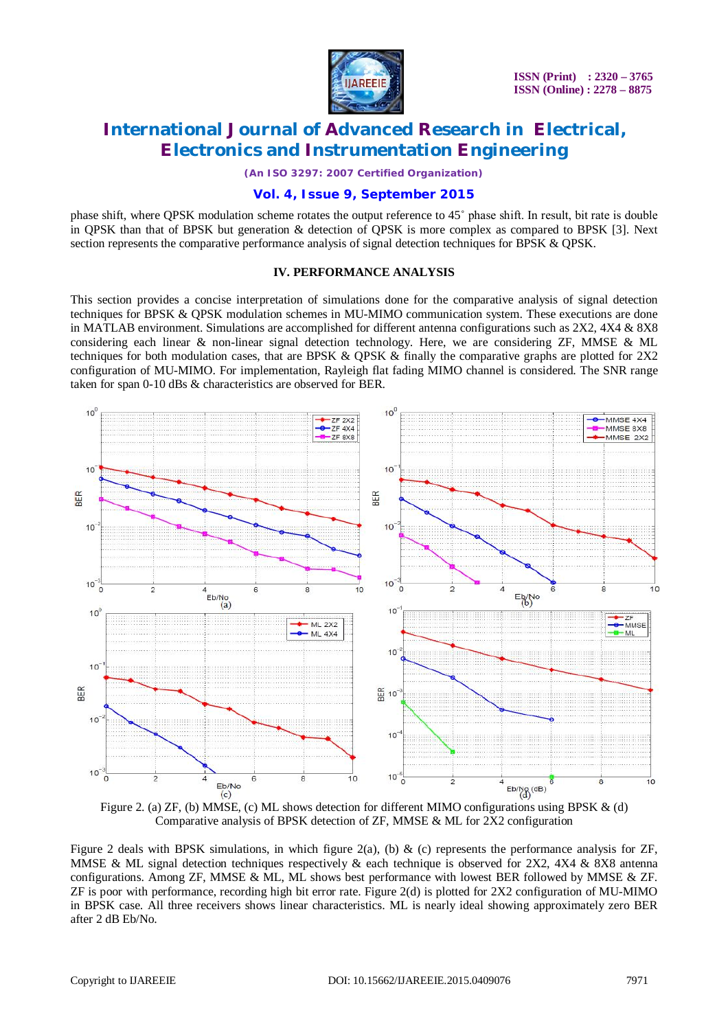phase shift, where QPSK modulation scheme rotates the output reference to 45˚ phase shift. In result, bit rate is double in QPSK than that of BPSK but generation & detection of QPSK is more complex as compared to BPSK [3]. Next section represents the comparative performance analysis of signal detection techniques for BPSK & QPSK.

## IV. PERFORMANCE ANALYSIS

This section provides a concise interpretation of simulations done for the comparative analysis of signal detection techniques for BPSK & QPSK modulation schemes in MU-MIMO communication system. These executions are done in MATLAB environment. Simulations are accomplished for different antenna configurations such as 2X2, 4X4 & 8X8 considering each linear & non-linear signal detection technology. Here, we are considering ZF, MMSE & ML techniques for both modulation cases, that are BPSK & QPSK & finally the comparative graphs are plotted for 2X2 configuration of MU-MIMO. For implementation, Rayleigh flat fading MIMO channel is considered. The SNR range taken for span 0-10 dBs & characteristics are observed for BER.

Figure 2. (a) ZF, (b) MMSE, (c) ML shows detection for different MIMO configurations using BPSK & (d) Comparative analysis of BPSK detection of ZF, MMSE & ML for 2X2 configuration

Figure 2 deals with BPSK simulations, in which figure 2(a), (b) & (c) represents the performance analysis for ZF, MMSE & ML signal detection techniques respectively & each technique is observed for 2X2, 4X4 & 8X8 antenna configurations. Among ZF, MMSE & ML, ML shows best performance with lowest BER followed by MMSE & ZF. ZF is poor with performance, recording high bit error rate. Figure 2(d) is plotted for 2X2 configuration of MU-MIMO in BPSK case. All three receivers shows linear characteristics. ML is nearly ideal showing approximately zero BER after 2 dB Eb/No.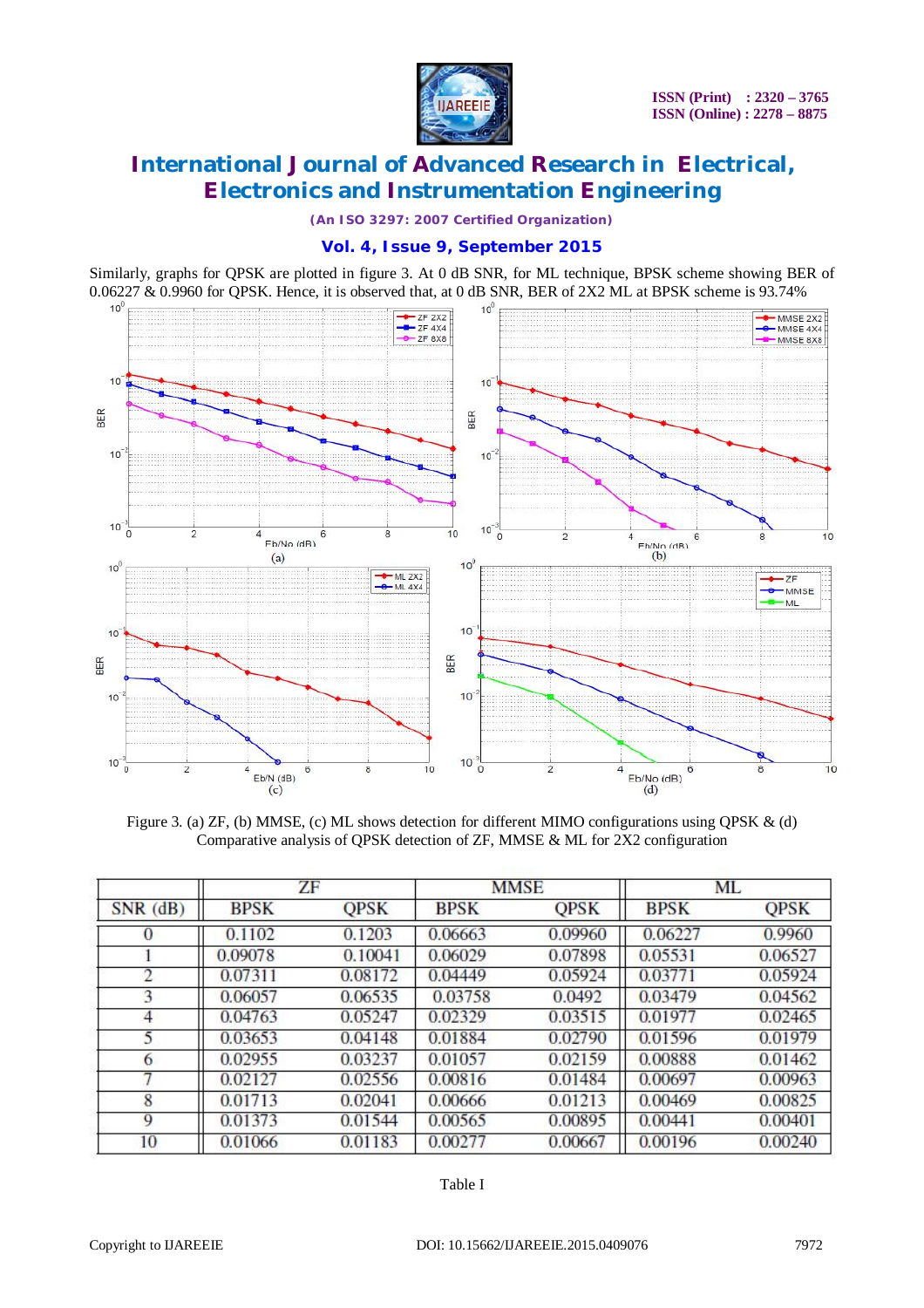Similarly, graphs for QPSK are plotted in figure 3. At 0 dB SNR, for ML technique, BPSK scheme showing BER of 0.06227 & 0.9960 for QPSK. Hence, it is observed that, at 0 dB SNR, BER of 2X2 ML at BPSK scheme is 93.74%

Figure 3. (a) ZF, (b) MMSE, (c) ML shows detection for different MIMO configurations using QPSK & (d) Comparative analysis of QPSK detection of ZF, MMSE & ML for 2X2 configuration

| SNR (dB) | ZF | | MMSE | | ML | |
|---|---|---|---|---|---|---|
| | BPSK | QPSK | BPSK | QPSK | BPSK | QPSK |
| 0 | 0.1102 | 0.1203 | 0.06663 | 0.09960 | 0.06227 | 0.9960 |
| 1 | 0.09078 | 0.10041 | 0.06029 | 0.07898 | 0.05531 | 0.06527 |
| 2 | 0.07311 | 0.08172 | 0.04449 | 0.05924 | 0.03771 | 0.05924 |
| 3 | 0.06057 | 0.06535 | 0.03758 | 0.0492 | 0.03479 | 0.04562 |
| 4 | 0.04763 | 0.05247 | 0.02329 | 0.03515 | 0.01977 | 0.02465 |
| 5 | 0.03653 | 0.04148 | 0.01884 | 0.02790 | 0.01596 | 0.01979 |
| 6 | 0.02955 | 0.03237 | 0.01057 | 0.02159 | 0.00888 | 0.01462 |
| 7 | 0.02127 | 0.02556 | 0.00816 | 0.01484 | 0.00697 | 0.00963 |
| 8 | 0.01713 | 0.02041 | 0.00666 | 0.01213 | 0.00469 | 0.00825 |
| 9 | 0.01373 | 0.01544 | 0.00565 | 0.00895 | 0.00441 | 0.00401 |
| 10 | 0.01066 | 0.01183 | 0.00277 | 0.00667 | 0.00196 | 0.00240 |

Table I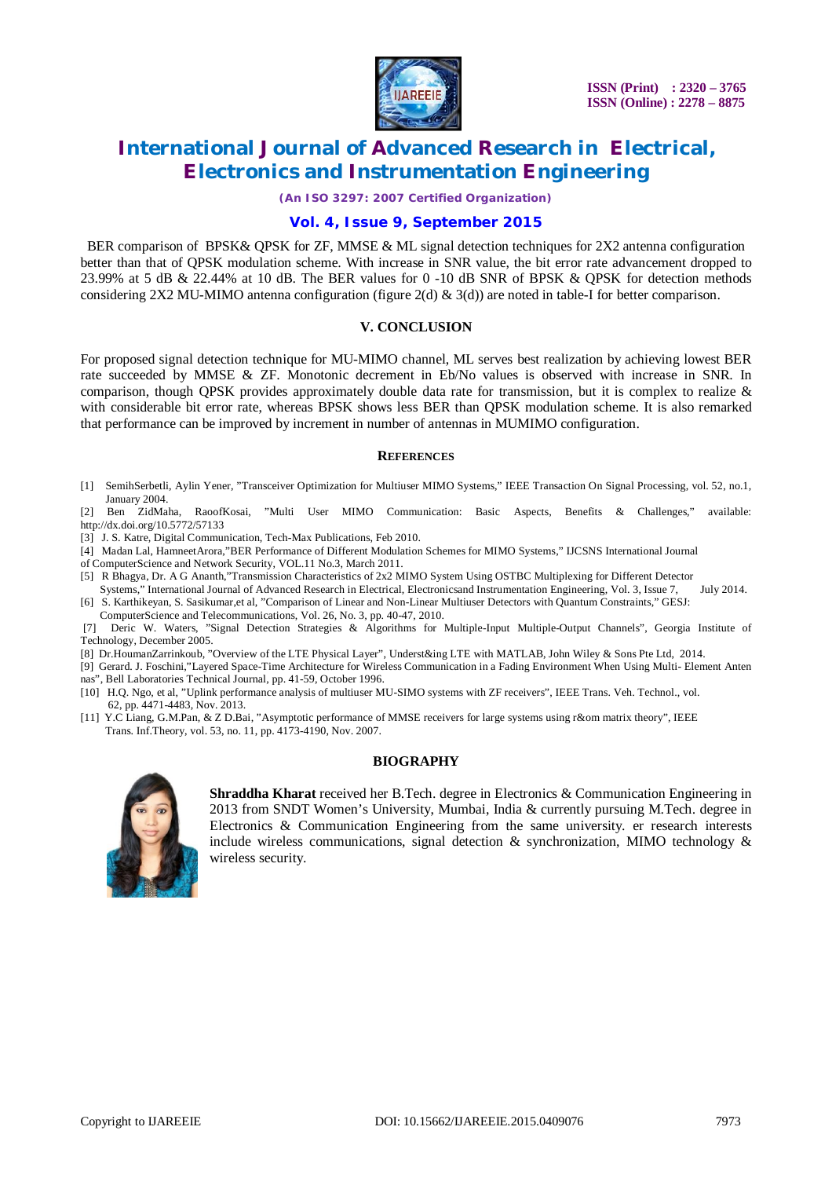BER comparison of BPSK& QPSK for ZF, MMSE & ML signal detection techniques for 2X2 antenna configuration better than that of QPSK modulation scheme. With increase in SNR value, the bit error rate advancement dropped to 23.99% at 5 dB & 22.44% at 10 dB. The BER values for 0 -10 dB SNR of BPSK & QPSK for detection methods considering 2X2 MU-MIMO antenna configuration (figure 2(d) & 3(d)) are noted in table-I for better comparison.

## V. CONCLUSION

For proposed signal detection technique for MU-MIMO channel, ML serves best realization by achieving lowest BER rate succeeded by MMSE & ZF. Monotonic decrement in Eb/No values is observed with increase in SNR. In comparison, though QPSK provides approximately double data rate for transmission, but it is complex to realize & with considerable bit error rate, whereas BPSK shows less BER than QPSK modulation scheme. It is also remarked that performance can be improved by increment in number of antennas in MUMIMO configuration.

## REFERENCES

[1] SemihSerbetli, Aylin Yener, "Transceiver Optimization for Multiuser MIMO Systems," IEEE Transaction On Signal Processing, vol. 52, no.1, January 2004.

[2] Ben ZidMaha, RaoofKosai, "Multi User MIMO Communication: Basic Aspects, Benefits & Challenges," available: http://dx.doi.org/10.5772/57133

[3] J. S. Katre, Digital Communication, Tech-Max Publications, Feb 2010.

[4] Madan Lal, HamneetArora,"BER Performance of Different Modulation Schemes for MIMO Systems," IJCSNS International Journal of ComputerScience and Network Security, VOL.11 No.3, March 2011.

[5] R Bhagya, Dr. A G Ananth,"Transmission Characteristics of 2x2 MIMO System Using OSTBC Multiplexing for Different Detector Systems," International Journal of Advanced Research in Electrical, Electronicsand Instrumentation Engineering, Vol. 3, Issue 7, July 2014.

[6] S. Karthikeyan, S. Sasikumar,et al, "Comparison of Linear and Non-Linear Multiuser Detectors with Quantum Constraints," GESJ: ComputerScience and Telecommunications, Vol. 26, No. 3, pp. 40-47, 2010.

[7] Deric W. Waters, "Signal Detection Strategies & Algorithms for Multiple-Input Multiple-Output Channels", Georgia Institute of Technology, December 2005.

[8] Dr.HoumanZarrinkoub, "Overview of the LTE Physical Layer", Underst&ing LTE with MATLAB, John Wiley & Sons Pte Ltd, 2014.

[9] Gerard. J. Foschini,"Layered Space-Time Architecture for Wireless Communication in a Fading Environment When Using Multi- Element Antennas", Bell Laboratories Technical Journal, pp. 41-59, October 1996.

[10] H.Q. Ngo, et al, "Uplink performance analysis of multiuser MU-SIMO systems with ZF receivers", IEEE Trans. Veh. Technol., vol. 62, pp. 4471-4483, Nov. 2013.

[11] Y.C Liang, G.M.Pan, & Z D.Bai, "Asymptotic performance of MMSE receivers for large systems using r&om matrix theory", IEEE Trans. Inf.Theory, vol. 53, no. 11, pp. 4173-4190, Nov. 2007.

## BIOGRAPHY

**Shraddha Kharat** received her B.Tech. degree in Electronics & Communication Engineering in 2013 from SNDT Women's University, Mumbai, India & currently pursuing M.Tech. degree in Electronics & Communication Engineering from the same university. er research interests include wireless communications, signal detection & synchronization, MIMO technology & wireless security.